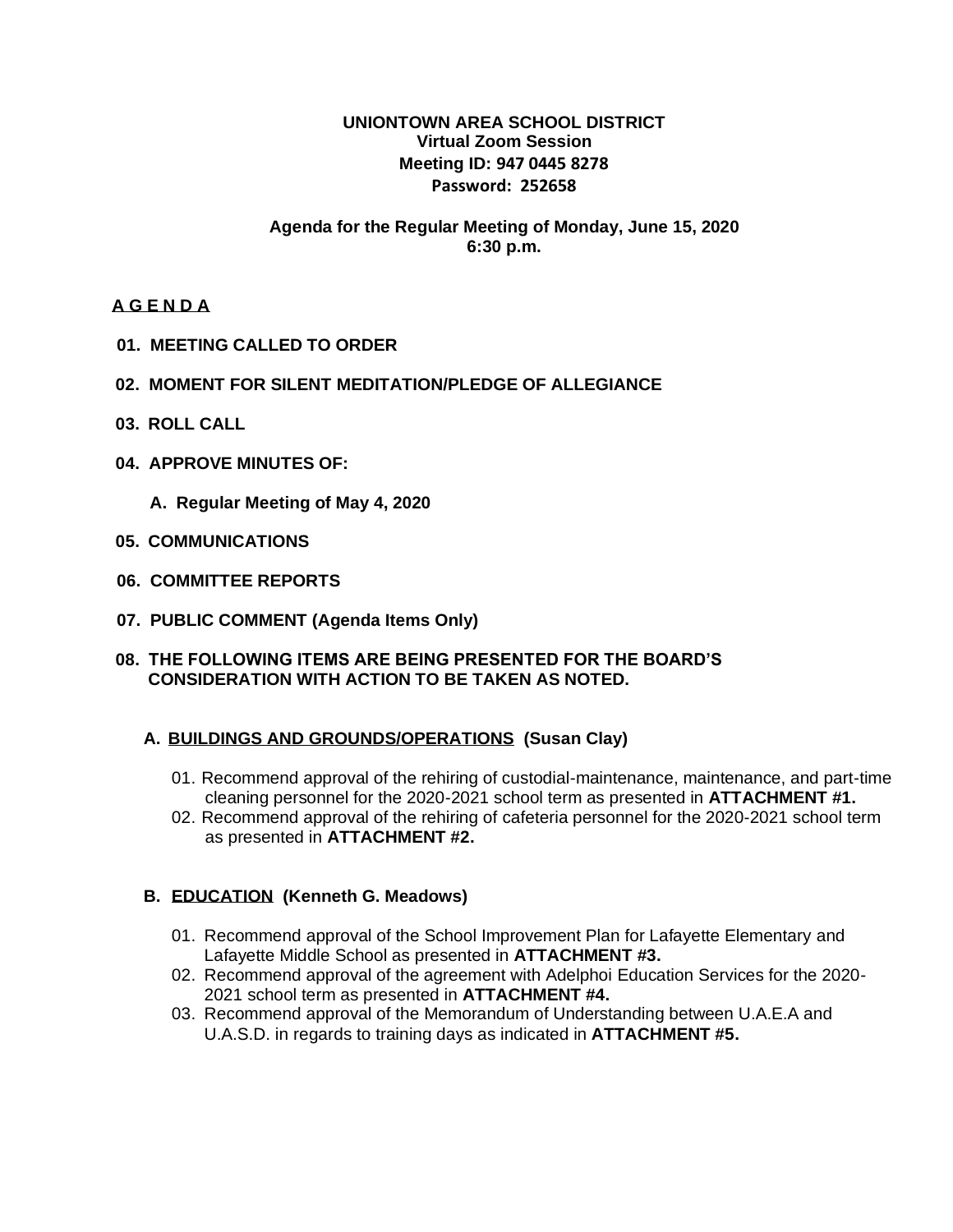**UNIONTOWN AREA SCHOOL DISTRICT**
**Virtual Zoom Session**
**Meeting ID: 947 0445 8278**
**Password: 252658**

**Agenda for the Regular Meeting of Monday, June 15, 2020**
**6:30 p.m.**

**A G E N D A**

**01. MEETING CALLED TO ORDER**

**02. MOMENT FOR SILENT MEDITATION/PLEDGE OF ALLEGIANCE**

**03. ROLL CALL**

**04. APPROVE MINUTES OF:**

**A. Regular Meeting of May 4, 2020**

**05. COMMUNICATIONS**

**06. COMMITTEE REPORTS**

**07. PUBLIC COMMENT (Agenda Items Only)**

**08. THE FOLLOWING ITEMS ARE BEING PRESENTED FOR THE BOARD'S CONSIDERATION WITH ACTION TO BE TAKEN AS NOTED.**

**A. BUILDINGS AND GROUNDS/OPERATIONS (Susan Clay)**

01. Recommend approval of the rehiring of custodial-maintenance, maintenance, and part-time cleaning personnel for the 2020-2021 school term as presented in **ATTACHMENT #1.**
02. Recommend approval of the rehiring of cafeteria personnel for the 2020-2021 school term as presented in **ATTACHMENT #2.**

**B. EDUCATION (Kenneth G. Meadows)**

01. Recommend approval of the School Improvement Plan for Lafayette Elementary and Lafayette Middle School as presented in **ATTACHMENT #3.**
02. Recommend approval of the agreement with Adelphoi Education Services for the 2020-2021 school term as presented in **ATTACHMENT #4.**
03. Recommend approval of the Memorandum of Understanding between U.A.E.A and U.A.S.D. in regards to training days as indicated in **ATTACHMENT #5.**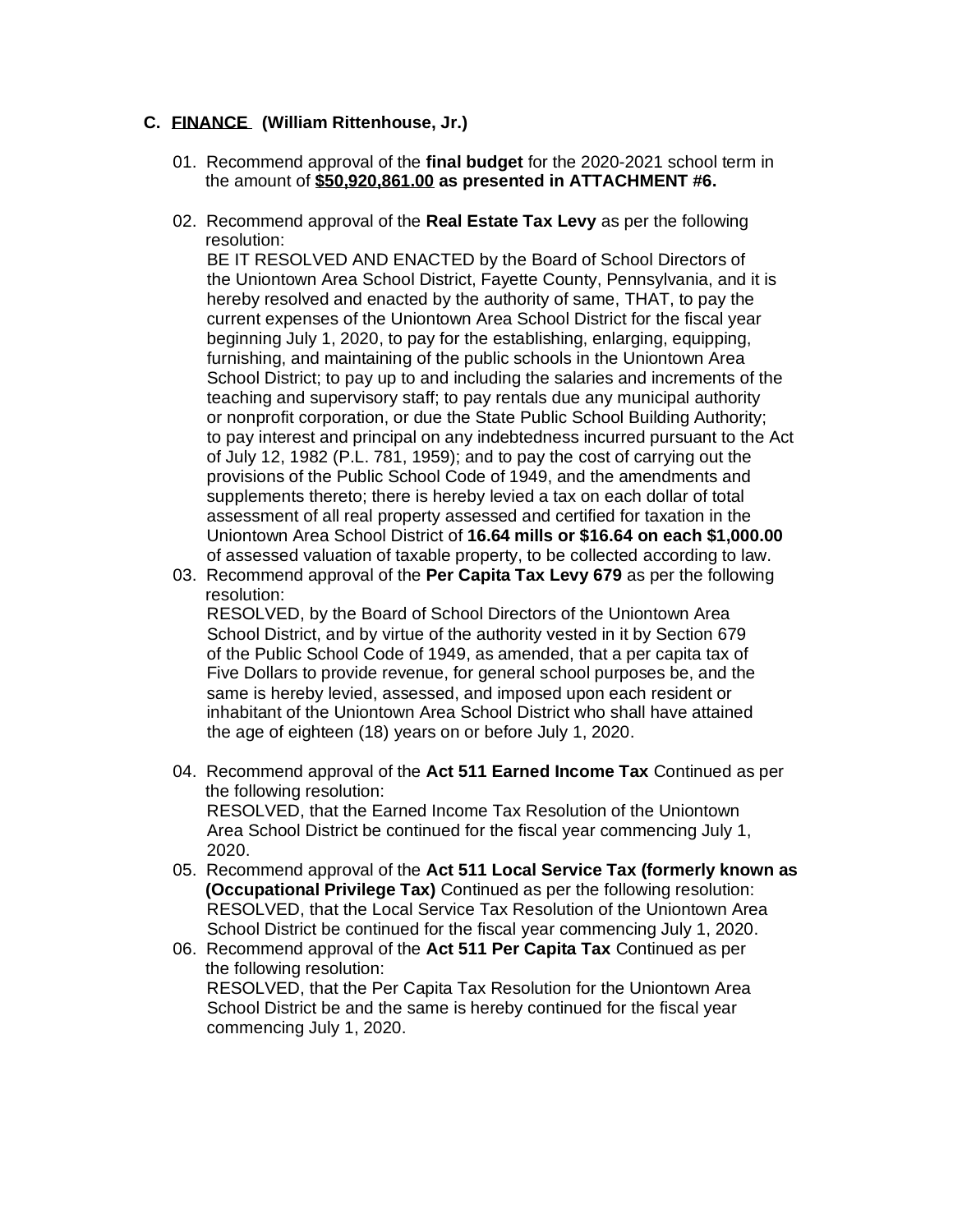## C. <u>FINANCE</u> (William Rittenhouse, Jr.)

01. Recommend approval of the **final budget** for the 2020-2021 school term in the amount of **<u>$50,920,861.00</u> as presented in ATTACHMENT #6.**

02. Recommend approval of the **Real Estate Tax Levy** as per the following resolution:
    BE IT RESOLVED AND ENACTED by the Board of School Directors of the Uniontown Area School District, Fayette County, Pennsylvania, and it is hereby resolved and enacted by the authority of same, THAT, to pay the current expenses of the Uniontown Area School District for the fiscal year beginning July 1, 2020, to pay for the establishing, enlarging, equipping, furnishing, and maintaining of the public schools in the Uniontown Area School District; to pay up to and including the salaries and increments of the teaching and supervisory staff; to pay rentals due any municipal authority or nonprofit corporation, or due the State Public School Building Authority; to pay interest and principal on any indebtedness incurred pursuant to the Act of July 12, 1982 (P.L. 781, 1959); and to pay the cost of carrying out the provisions of the Public School Code of 1949, and the amendments and supplements thereto; there is hereby levied a tax on each dollar of total assessment of all real property assessed and certified for taxation in the Uniontown Area School District of **16.64 mills or $16.64 on each $1,000.00** of assessed valuation of taxable property, to be collected according to law.

03. Recommend approval of the **Per Capita Tax Levy 679** as per the following resolution:
    RESOLVED, by the Board of School Directors of the Uniontown Area School District, and by virtue of the authority vested in it by Section 679 of the Public School Code of 1949, as amended, that a per capita tax of Five Dollars to provide revenue, for general school purposes be, and the same is hereby levied, assessed, and imposed upon each resident or inhabitant of the Uniontown Area School District who shall have attained the age of eighteen (18) years on or before July 1, 2020.

04. Recommend approval of the **Act 511 Earned Income Tax** Continued as per the following resolution:
    RESOLVED, that the Earned Income Tax Resolution of the Uniontown Area School District be continued for the fiscal year commencing July 1, 2020.

05. Recommend approval of the **Act 511 Local Service Tax (formerly known as (Occupational Privilege Tax)** Continued as per the following resolution:
    RESOLVED, that the Local Service Tax Resolution of the Uniontown Area School District be continued for the fiscal year commencing July 1, 2020.

06. Recommend approval of the **Act 511 Per Capita Tax** Continued as per the following resolution:
    RESOLVED, that the Per Capita Tax Resolution for the Uniontown Area School District be and the same is hereby continued for the fiscal year commencing July 1, 2020.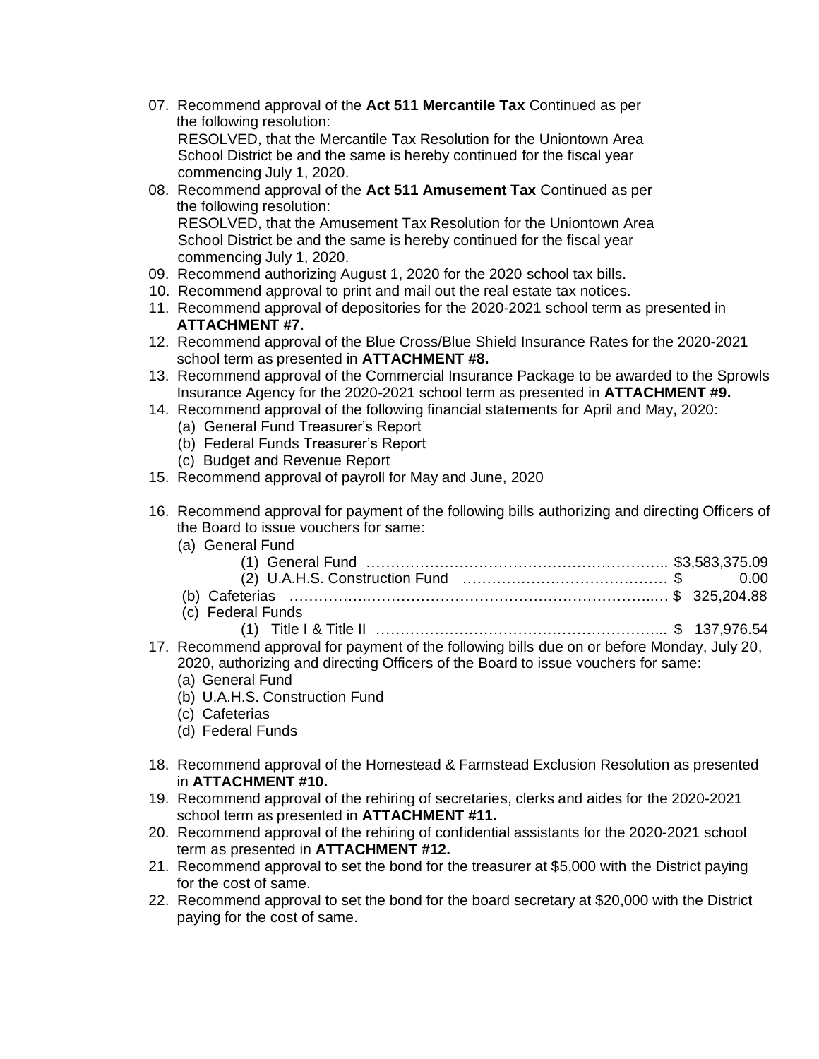07. Recommend approval of the **Act 511 Mercantile Tax** Continued as per the following resolution:
    RESOLVED, that the Mercantile Tax Resolution for the Uniontown Area School District be and the same is hereby continued for the fiscal year commencing July 1, 2020.
08. Recommend approval of the **Act 511 Amusement Tax** Continued as per the following resolution:
    RESOLVED, that the Amusement Tax Resolution for the Uniontown Area School District be and the same is hereby continued for the fiscal year commencing July 1, 2020.
09. Recommend authorizing August 1, 2020 for the 2020 school tax bills.
10. Recommend approval to print and mail out the real estate tax notices.
11. Recommend approval of depositories for the 2020-2021 school term as presented in **ATTACHMENT #7.**
12. Recommend approval of the Blue Cross/Blue Shield Insurance Rates for the 2020-2021 school term as presented in **ATTACHMENT #8.**
13. Recommend approval of the Commercial Insurance Package to be awarded to the Sprowls Insurance Agency for the 2020-2021 school term as presented in **ATTACHMENT #9.**
14. Recommend approval of the following financial statements for April and May, 2020:
    (a) General Fund Treasurer's Report
    (b) Federal Funds Treasurer's Report
    (c) Budget and Revenue Report
15. Recommend approval of payroll for May and June, 2020

16. Recommend approval for payment of the following bills authorizing and directing Officers of the Board to issue vouchers for same:
    (a) General Fund
        (1) General Fund ………………………………………………….. $3,583,375.09
        (2) U.A.H.S. Construction Fund …………………………………. $ 0.00
    (b) Cafeterias ……………………………………………………………… $ 325,204.88
    (c) Federal Funds
        (1) Title I & Title II ……………………………………………….. $ 137,976.54
17. Recommend approval for payment of the following bills due on or before Monday, July 20, 2020, authorizing and directing Officers of the Board to issue vouchers for same:
    (a) General Fund
    (b) U.A.H.S. Construction Fund
    (c) Cafeterias
    (d) Federal Funds

18. Recommend approval of the Homestead & Farmstead Exclusion Resolution as presented in **ATTACHMENT #10.**
19. Recommend approval of the rehiring of secretaries, clerks and aides for the 2020-2021 school term as presented in **ATTACHMENT #11.**
20. Recommend approval of the rehiring of confidential assistants for the 2020-2021 school term as presented in **ATTACHMENT #12.**
21. Recommend approval to set the bond for the treasurer at $5,000 with the District paying for the cost of same.
22. Recommend approval to set the bond for the board secretary at $20,000 with the District paying for the cost of same.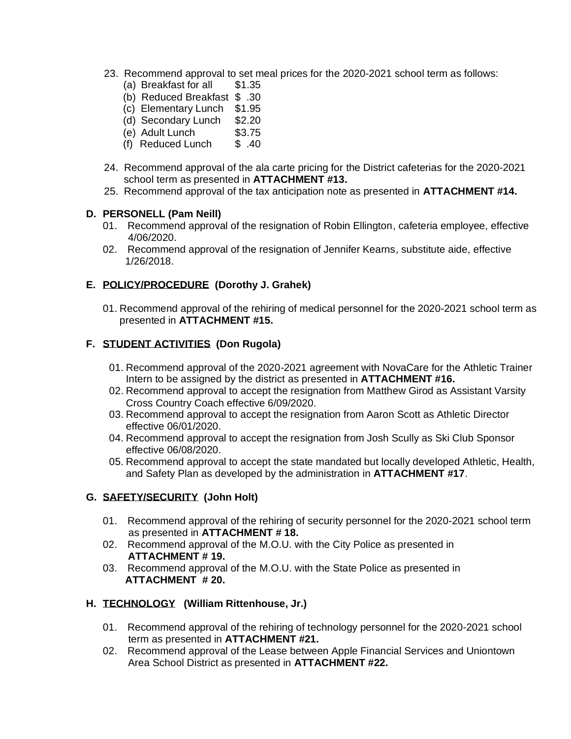23. Recommend approval to set meal prices for the 2020-2021 school term as follows:
    - (a) Breakfast for all $1.35
    - (b) Reduced Breakfast $ .30
    - (c) Elementary Lunch $1.95
    - (d) Secondary Lunch $2.20
    - (e) Adult Lunch $3.75
    - (f) Reduced Lunch $ .40
24. Recommend approval of the ala carte pricing for the District cafeterias for the 2020-2021 school term as presented in **ATTACHMENT #13.**
25. Recommend approval of the tax anticipation note as presented in **ATTACHMENT #14.**

### D. PERSONELL (Pam Neill)

01. Recommend approval of the resignation of Robin Ellington, cafeteria employee, effective 4/06/2020.
02. Recommend approval of the resignation of Jennifer Kearns, substitute aide, effective 1/26/2018.

### E. POLICY/PROCEDURE (Dorothy J. Grahek)

01. Recommend approval of the rehiring of medical personnel for the 2020-2021 school term as presented in **ATTACHMENT #15.**

### F. STUDENT ACTIVITIES (Don Rugola)

01. Recommend approval of the 2020-2021 agreement with NovaCare for the Athletic Trainer Intern to be assigned by the district as presented in **ATTACHMENT #16.**
02. Recommend approval to accept the resignation from Matthew Girod as Assistant Varsity Cross Country Coach effective 6/09/2020.
03. Recommend approval to accept the resignation from Aaron Scott as Athletic Director effective 06/01/2020.
04. Recommend approval to accept the resignation from Josh Scully as Ski Club Sponsor effective 06/08/2020.
05. Recommend approval to accept the state mandated but locally developed Athletic, Health, and Safety Plan as developed by the administration in **ATTACHMENT #17**.

### G. SAFETY/SECURITY (John Holt)

01. Recommend approval of the rehiring of security personnel for the 2020-2021 school term as presented in **ATTACHMENT # 18.**
02. Recommend approval of the M.O.U. with the City Police as presented in **ATTACHMENT # 19.**
03. Recommend approval of the M.O.U. with the State Police as presented in **ATTACHMENT # 20.**

### H. TECHNOLOGY (William Rittenhouse, Jr.)

01. Recommend approval of the rehiring of technology personnel for the 2020-2021 school term as presented in **ATTACHMENT #21.**
02. Recommend approval of the Lease between Apple Financial Services and Uniontown Area School District as presented in **ATTACHMENT #22.**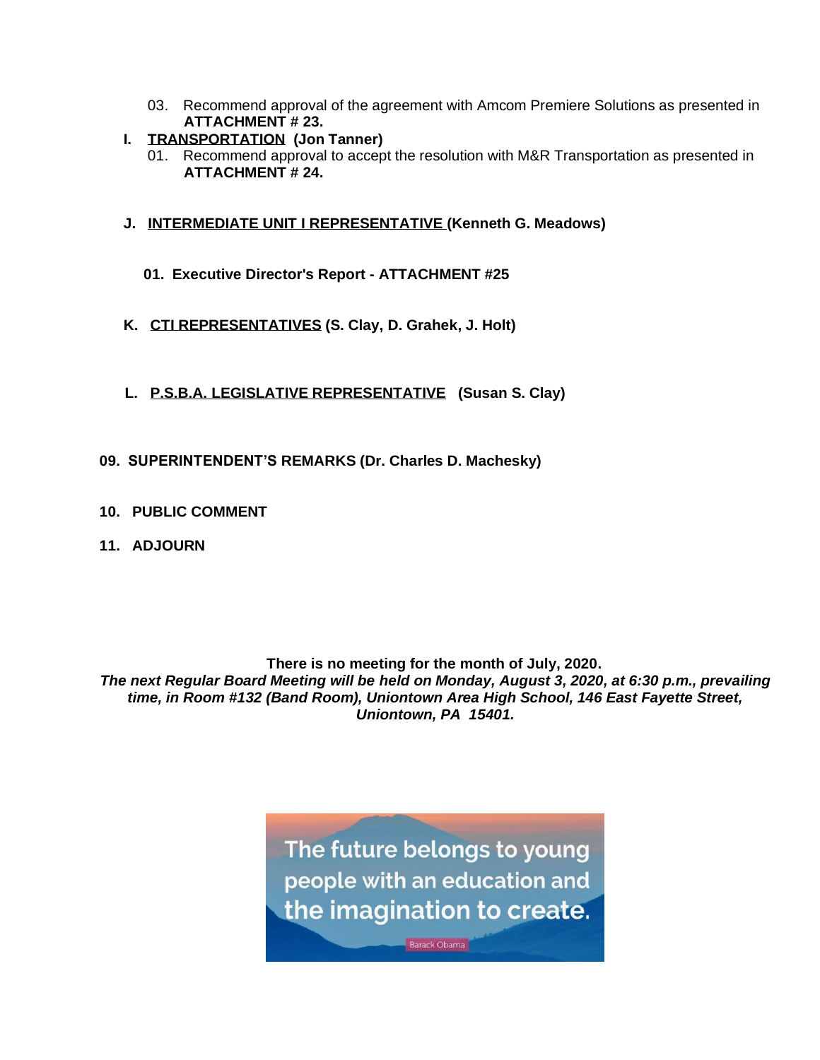03. Recommend approval of the agreement with Amcom Premiere Solutions as presented in **ATTACHMENT # 23.**

**I. <u>TRANSPORTATION</u> (Jon Tanner)**

01. Recommend approval to accept the resolution with M&R Transportation as presented in **ATTACHMENT # 24.**

**J. <u>INTERMEDIATE UNIT I REPRESENTATIVE</u> (Kenneth G. Meadows)**

**01. Executive Director's Report - ATTACHMENT #25**

**K. <u>CTI REPRESENTATIVES</u> (S. Clay, D. Grahek, J. Holt)**

**L. <u>P.S.B.A. LEGISLATIVE REPRESENTATIVE</u> (Susan S. Clay)**

**09. SUPERINTENDENT'S REMARKS (Dr. Charles D. Machesky)**

**10. PUBLIC COMMENT**

**11. ADJOURN**

**There is no meeting for the month of July, 2020.**
***The next Regular Board Meeting will be held on Monday, August 3, 2020, at 6:30 p.m., prevailing time, in Room #132 (Band Room), Uniontown Area High School, 146 East Fayette Street, Uniontown, PA 15401.***

The future belongs to young people with an education and the imagination to create.

Barack Obama